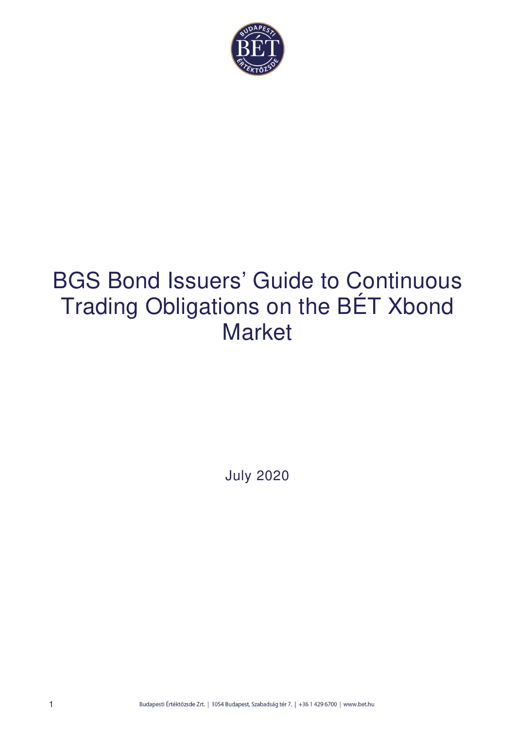# BGS Bond Issuers' Guide to Continuous Trading Obligations on the BÉT Xbond Market

July 2020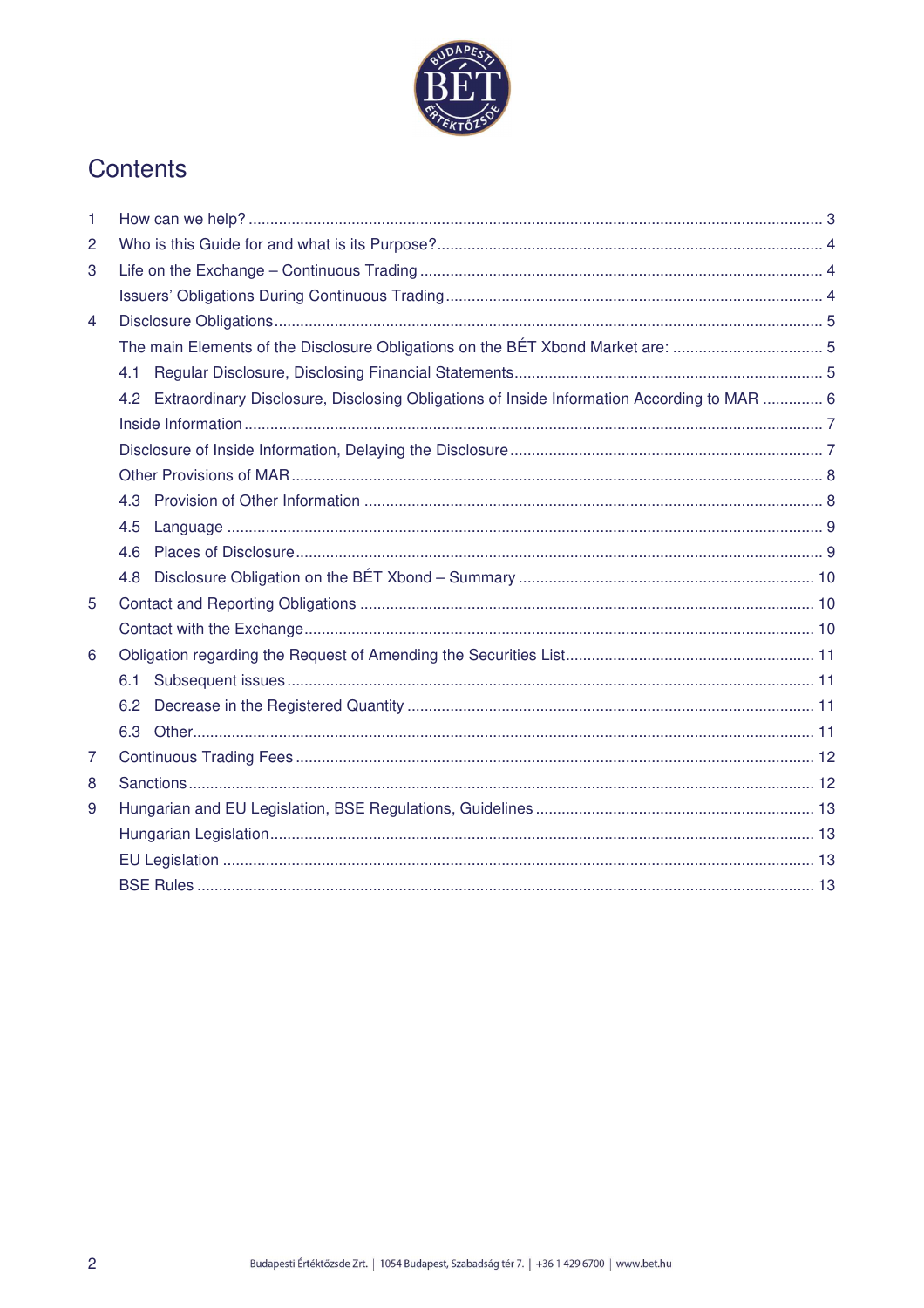# Contents

1 How can we help? .... 3
2 Who is this Guide for and what is its Purpose? .... 4
3 Life on the Exchange – Continuous Trading .... 4
   Issuers' Obligations During Continuous Trading .... 4
4 Disclosure Obligations .... 5
   The main Elements of the Disclosure Obligations on the BÉT Xbond Market are: .... 5
   4.1 Regular Disclosure, Disclosing Financial Statements .... 5
   4.2 Extraordinary Disclosure, Disclosing Obligations of Inside Information According to MAR .... 6
   Inside Information .... 7
   Disclosure of Inside Information, Delaying the Disclosure .... 7
   Other Provisions of MAR .... 8
   4.3 Provision of Other Information .... 8
   4.5 Language .... 9
   4.6 Places of Disclosure .... 9
   4.8 Disclosure Obligation on the BÉT Xbond – Summary .... 10
5 Contact and Reporting Obligations .... 10
   Contact with the Exchange .... 10
6 Obligation regarding the Request of Amending the Securities List .... 11
   6.1 Subsequent issues .... 11
   6.2 Decrease in the Registered Quantity .... 11
   6.3 Other .... 11
7 Continuous Trading Fees .... 12
8 Sanctions .... 12
9 Hungarian and EU Legislation, BSE Regulations, Guidelines .... 13
   Hungarian Legislation .... 13
   EU Legislation .... 13
   BSE Rules .... 13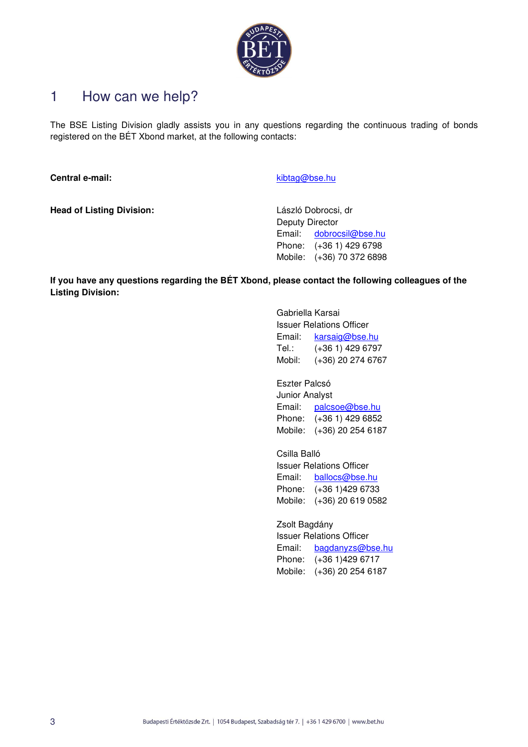# 1 How can we help?

The BSE Listing Division gladly assists you in any questions regarding the continuous trading of bonds registered on the BÉT Xbond market, at the following contacts:

**Central e-mail:** kibtag@bse.hu

**Head of Listing Division:**

László Dobrocsi, dr
Deputy Director
Email: dobrocsil@bse.hu
Phone: (+36 1) 429 6798
Mobile: (+36) 70 372 6898

**If you have any questions regarding the BÉT Xbond, please contact the following colleagues of the Listing Division:**

Gabriella Karsai
Issuer Relations Officer
Email: karsaig@bse.hu
Tel.: (+36 1) 429 6797
Mobil: (+36) 20 274 6767

Eszter Palcsó
Junior Analyst
Email: palcsoe@bse.hu
Phone: (+36 1) 429 6852
Mobile: (+36) 20 254 6187

Csilla Balló
Issuer Relations Officer
Email: ballocs@bse.hu
Phone: (+36 1)429 6733
Mobile: (+36) 20 619 0582

Zsolt Bagdány
Issuer Relations Officer
Email: bagdanyzs@bse.hu
Phone: (+36 1)429 6717
Mobile: (+36) 20 254 6187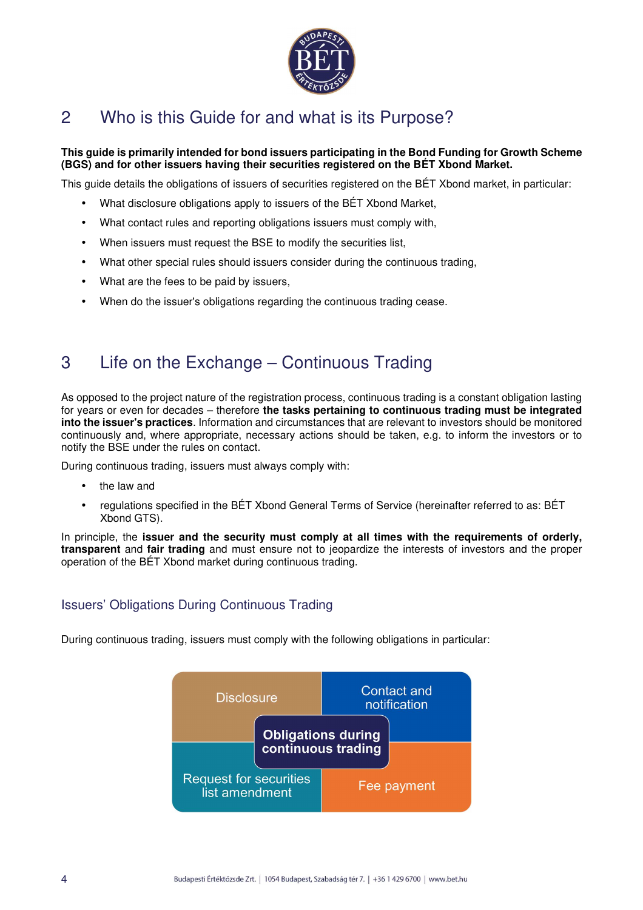## 2 Who is this Guide for and what is its Purpose?

**This guide is primarily intended for bond issuers participating in the Bond Funding for Growth Scheme (BGS) and for other issuers having their securities registered on the BÉT Xbond Market.**

This guide details the obligations of issuers of securities registered on the BÉT Xbond market, in particular:

- What disclosure obligations apply to issuers of the BÉT Xbond Market,
- What contact rules and reporting obligations issuers must comply with,
- When issuers must request the BSE to modify the securities list,
- What other special rules should issuers consider during the continuous trading,
- What are the fees to be paid by issuers,
- When do the issuer's obligations regarding the continuous trading cease.

## 3 Life on the Exchange – Continuous Trading

As opposed to the project nature of the registration process, continuous trading is a constant obligation lasting for years or even for decades – therefore **the tasks pertaining to continuous trading must be integrated into the issuer's practices**. Information and circumstances that are relevant to investors should be monitored continuously and, where appropriate, necessary actions should be taken, e.g. to inform the investors or to notify the BSE under the rules on contact.

During continuous trading, issuers must always comply with:

- the law and
- regulations specified in the BÉT Xbond General Terms of Service (hereinafter referred to as: BÉT Xbond GTS).

In principle, the **issuer and the security must comply at all times with the requirements of orderly, transparent** and **fair trading** and must ensure not to jeopardize the interests of investors and the proper operation of the BÉT Xbond market during continuous trading.

### Issuers' Obligations During Continuous Trading

During continuous trading, issuers must comply with the following obligations in particular:

| Disclosure | Contact and notification |
|---|---|
| **Obligations during continuous trading** | |
| Request for securities list amendment | Fee payment |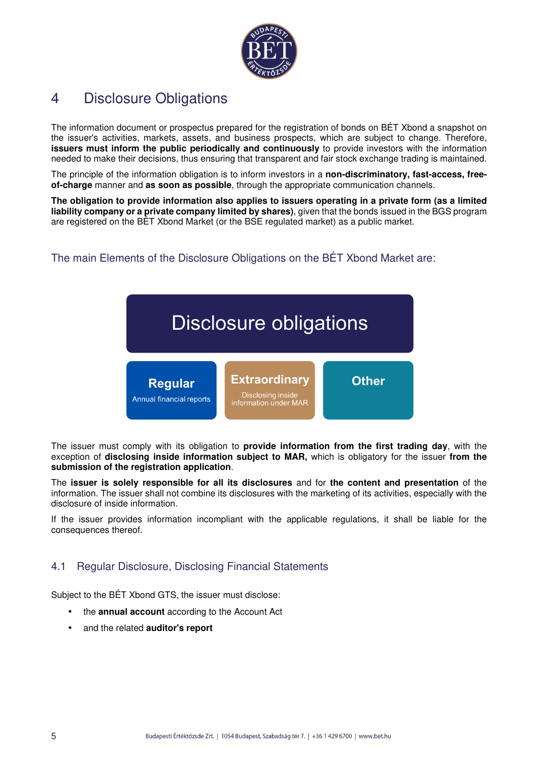# 4 Disclosure Obligations

The information document or prospectus prepared for the registration of bonds on BÉT Xbond a snapshot on the issuer's activities, markets, assets, and business prospects, which are subject to change. Therefore, **issuers must inform the public periodically and continuously** to provide investors with the information needed to make their decisions, thus ensuring that transparent and fair stock exchange trading is maintained.

The principle of the information obligation is to inform investors in a **non-discriminatory, fast-access, free-of-charge** manner and **as soon as possible**, through the appropriate communication channels.

**The obligation to provide information also applies to issuers operating in a private form (as a limited liability company or a private company limited by shares)**, given that the bonds issued in the BGS program are registered on the BÉT Xbond Market (or the BSE regulated market) as a public market.

## The main Elements of the Disclosure Obligations on the BÉT Xbond Market are:

**Disclosure obligations**

- **Regular** – Annual financial reports
- **Extraordinary** – Disclosing inside information under MAR
- **Other**

The issuer must comply with its obligation to **provide information from the first trading day**, with the exception of **disclosing inside information subject to MAR,** which is obligatory for the issuer **from the submission of the registration application**.

The **issuer is solely responsible for all its disclosures** and for **the content and presentation** of the information. The issuer shall not combine its disclosures with the marketing of its activities, especially with the disclosure of inside information.

If the issuer provides information incompliant with the applicable regulations, it shall be liable for the consequences thereof.

## 4.1 Regular Disclosure, Disclosing Financial Statements

Subject to the BÉT Xbond GTS, the issuer must disclose:

- the **annual account** according to the Account Act
- and the related **auditor's report**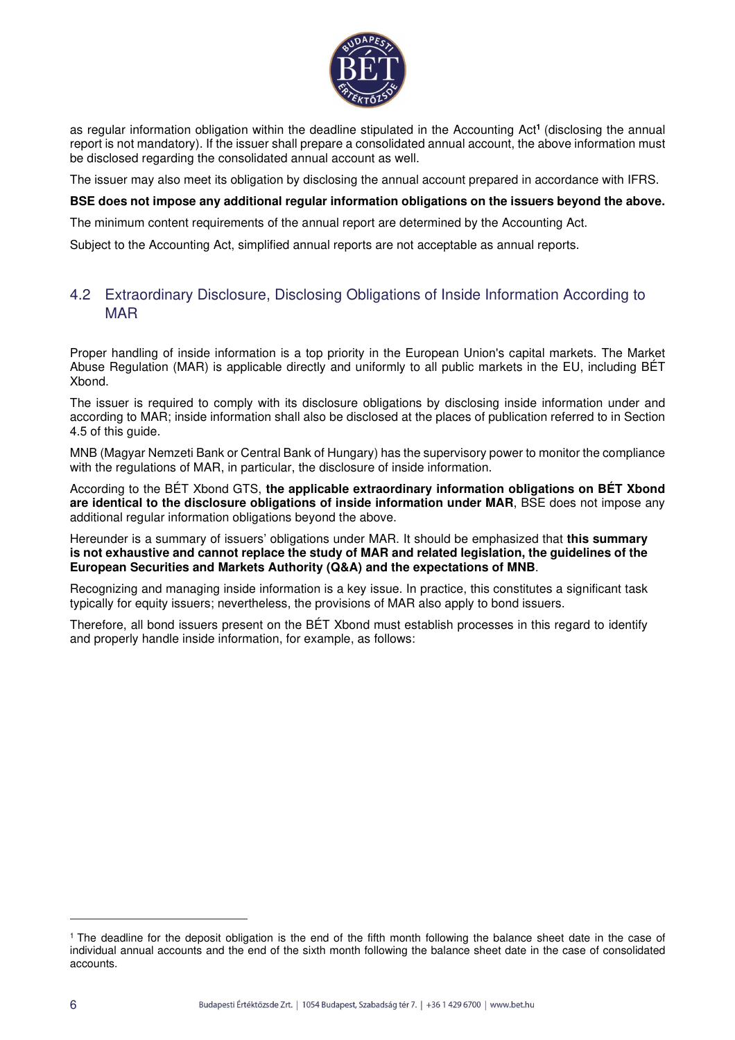as regular information obligation within the deadline stipulated in the Accounting Act[1] (disclosing the annual report is not mandatory). If the issuer shall prepare a consolidated annual account, the above information must be disclosed regarding the consolidated annual account as well.

The issuer may also meet its obligation by disclosing the annual account prepared in accordance with IFRS.

**BSE does not impose any additional regular information obligations on the issuers beyond the above.**

The minimum content requirements of the annual report are determined by the Accounting Act.

Subject to the Accounting Act, simplified annual reports are not acceptable as annual reports.

## 4.2 Extraordinary Disclosure, Disclosing Obligations of Inside Information According to MAR

Proper handling of inside information is a top priority in the European Union's capital markets. The Market Abuse Regulation (MAR) is applicable directly and uniformly to all public markets in the EU, including BÉT Xbond.

The issuer is required to comply with its disclosure obligations by disclosing inside information under and according to MAR; inside information shall also be disclosed at the places of publication referred to in Section 4.5 of this guide.

MNB (Magyar Nemzeti Bank or Central Bank of Hungary) has the supervisory power to monitor the compliance with the regulations of MAR, in particular, the disclosure of inside information.

According to the BÉT Xbond GTS, **the applicable extraordinary information obligations on BÉT Xbond are identical to the disclosure obligations of inside information under MAR**, BSE does not impose any additional regular information obligations beyond the above.

Hereunder is a summary of issuers' obligations under MAR. It should be emphasized that **this summary is not exhaustive and cannot replace the study of MAR and related legislation, the guidelines of the European Securities and Markets Authority (Q&A) and the expectations of MNB**.

Recognizing and managing inside information is a key issue. In practice, this constitutes a significant task typically for equity issuers; nevertheless, the provisions of MAR also apply to bond issuers.

Therefore, all bond issuers present on the BÉT Xbond must establish processes in this regard to identify and properly handle inside information, for example, as follows:

---

[1] The deadline for the deposit obligation is the end of the fifth month following the balance sheet date in the case of individual annual accounts and the end of the sixth month following the balance sheet date in the case of consolidated accounts.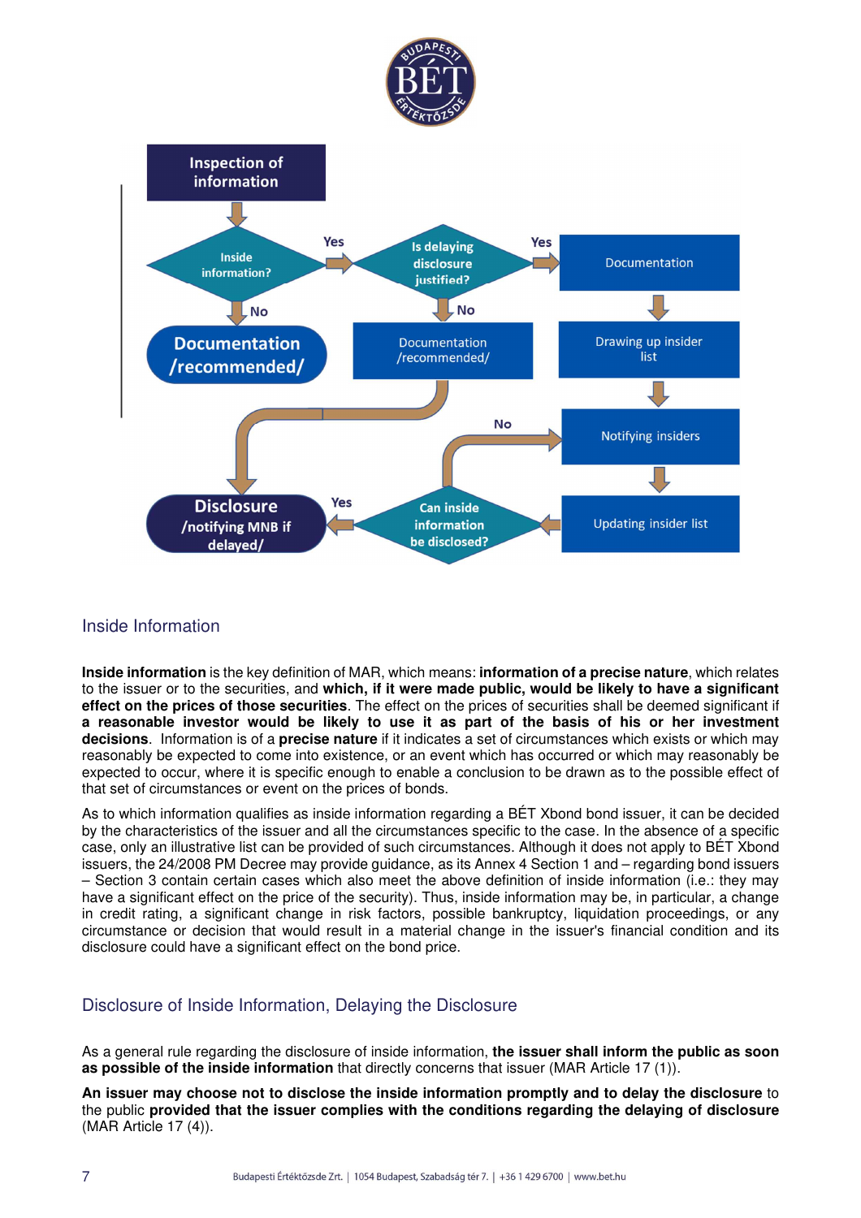Inspection of information

Inside information? — Yes → Is delaying disclosure justified? — Yes → Documentation → Drawing up insider list → Notifying insiders → Updating insider list → Can inside information be disclosed?

Inside information? — No → Documentation /recommended/

Is delaying disclosure justified? — No → Documentation /recommended/ → Disclosure /notifying MNB if delayed/

Can inside information be disclosed? — Yes → Disclosure /notifying MNB if delayed/

Can inside information be disclosed? — No → Notifying insiders

## Inside Information

**Inside information** is the key definition of MAR, which means: **information of a precise nature**, which relates to the issuer or to the securities, and **which, if it were made public, would be likely to have a significant effect on the prices of those securities**. The effect on the prices of securities shall be deemed significant if **a reasonable investor would be likely to use it as part of the basis of his or her investment decisions**. Information is of a **precise nature** if it indicates a set of circumstances which exists or which may reasonably be expected to come into existence, or an event which has occurred or which may reasonably be expected to occur, where it is specific enough to enable a conclusion to be drawn as to the possible effect of that set of circumstances or event on the prices of bonds.

As to which information qualifies as inside information regarding a BÉT Xbond bond issuer, it can be decided by the characteristics of the issuer and all the circumstances specific to the case. In the absence of a specific case, only an illustrative list can be provided of such circumstances. Although it does not apply to BÉT Xbond issuers, the 24/2008 PM Decree may provide guidance, as its Annex 4 Section 1 and – regarding bond issuers – Section 3 contain certain cases which also meet the above definition of inside information (i.e.: they may have a significant effect on the price of the security). Thus, inside information may be, in particular, a change in credit rating, a significant change in risk factors, possible bankruptcy, liquidation proceedings, or any circumstance or decision that would result in a material change in the issuer's financial condition and its disclosure could have a significant effect on the bond price.

## Disclosure of Inside Information, Delaying the Disclosure

As a general rule regarding the disclosure of inside information, **the issuer shall inform the public as soon as possible of the inside information** that directly concerns that issuer (MAR Article 17 (1)).

**An issuer may choose not to disclose the inside information promptly and to delay the disclosure** to the public **provided that the issuer complies with the conditions regarding the delaying of disclosure** (MAR Article 17 (4)).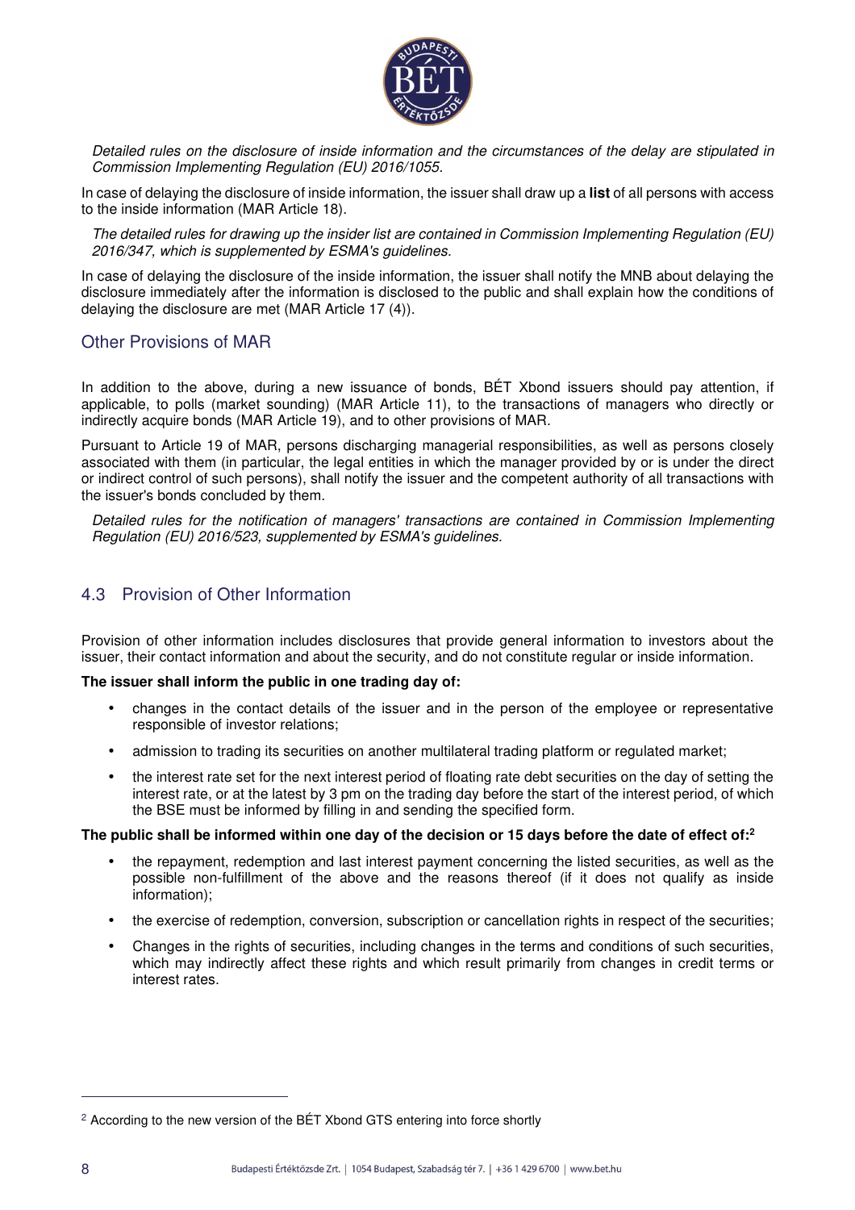*Detailed rules on the disclosure of inside information and the circumstances of the delay are stipulated in Commission Implementing Regulation (EU) 2016/1055.*

In case of delaying the disclosure of inside information, the issuer shall draw up a **list** of all persons with access to the inside information (MAR Article 18).

*The detailed rules for drawing up the insider list are contained in Commission Implementing Regulation (EU) 2016/347, which is supplemented by ESMA's guidelines.*

In case of delaying the disclosure of the inside information, the issuer shall notify the MNB about delaying the disclosure immediately after the information is disclosed to the public and shall explain how the conditions of delaying the disclosure are met (MAR Article 17 (4)).

### Other Provisions of MAR

In addition to the above, during a new issuance of bonds, BÉT Xbond issuers should pay attention, if applicable, to polls (market sounding) (MAR Article 11), to the transactions of managers who directly or indirectly acquire bonds (MAR Article 19), and to other provisions of MAR.

Pursuant to Article 19 of MAR, persons discharging managerial responsibilities, as well as persons closely associated with them (in particular, the legal entities in which the manager provided by or is under the direct or indirect control of such persons), shall notify the issuer and the competent authority of all transactions with the issuer's bonds concluded by them.

*Detailed rules for the notification of managers' transactions are contained in Commission Implementing Regulation (EU) 2016/523, supplemented by ESMA's guidelines.*

## 4.3 Provision of Other Information

Provision of other information includes disclosures that provide general information to investors about the issuer, their contact information and about the security, and do not constitute regular or inside information.

**The issuer shall inform the public in one trading day of:**

- changes in the contact details of the issuer and in the person of the employee or representative responsible of investor relations;
- admission to trading its securities on another multilateral trading platform or regulated market;
- the interest rate set for the next interest period of floating rate debt securities on the day of setting the interest rate, or at the latest by 3 pm on the trading day before the start of the interest period, of which the BSE must be informed by filling in and sending the specified form.

**The public shall be informed within one day of the decision or 15 days before the date of effect of:[2]**

- the repayment, redemption and last interest payment concerning the listed securities, as well as the possible non-fulfillment of the above and the reasons thereof (if it does not qualify as inside information);
- the exercise of redemption, conversion, subscription or cancellation rights in respect of the securities;
- Changes in the rights of securities, including changes in the terms and conditions of such securities, which may indirectly affect these rights and which result primarily from changes in credit terms or interest rates.

[2] According to the new version of the BÉT Xbond GTS entering into force shortly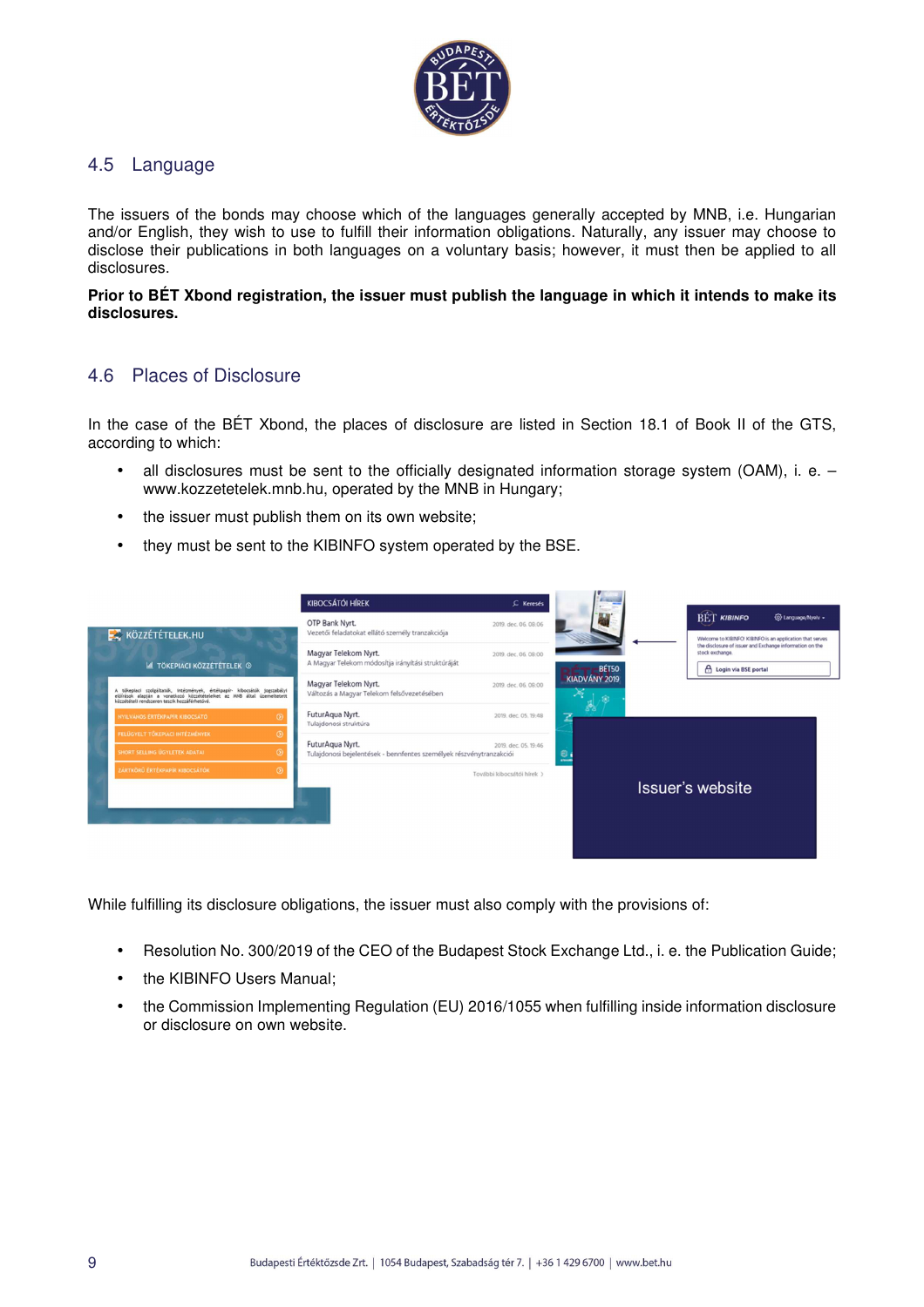## 4.5 Language

The issuers of the bonds may choose which of the languages generally accepted by MNB, i.e. Hungarian and/or English, they wish to use to fulfill their information obligations. Naturally, any issuer may choose to disclose their publications in both languages on a voluntary basis; however, it must then be applied to all disclosures.

**Prior to BÉT Xbond registration, the issuer must publish the language in which it intends to make its disclosures.**

## 4.6 Places of Disclosure

In the case of the BÉT Xbond, the places of disclosure are listed in Section 18.1 of Book II of the GTS, according to which:

- all disclosures must be sent to the officially designated information storage system (OAM), i. e. – www.kozzetetelek.mnb.hu, operated by the MNB in Hungary;
- the issuer must publish them on its own website;
- they must be sent to the KIBINFO system operated by the BSE.

While fulfilling its disclosure obligations, the issuer must also comply with the provisions of:

- Resolution No. 300/2019 of the CEO of the Budapest Stock Exchange Ltd., i. e. the Publication Guide;
- the KIBINFO Users Manual;
- the Commission Implementing Regulation (EU) 2016/1055 when fulfilling inside information disclosure or disclosure on own website.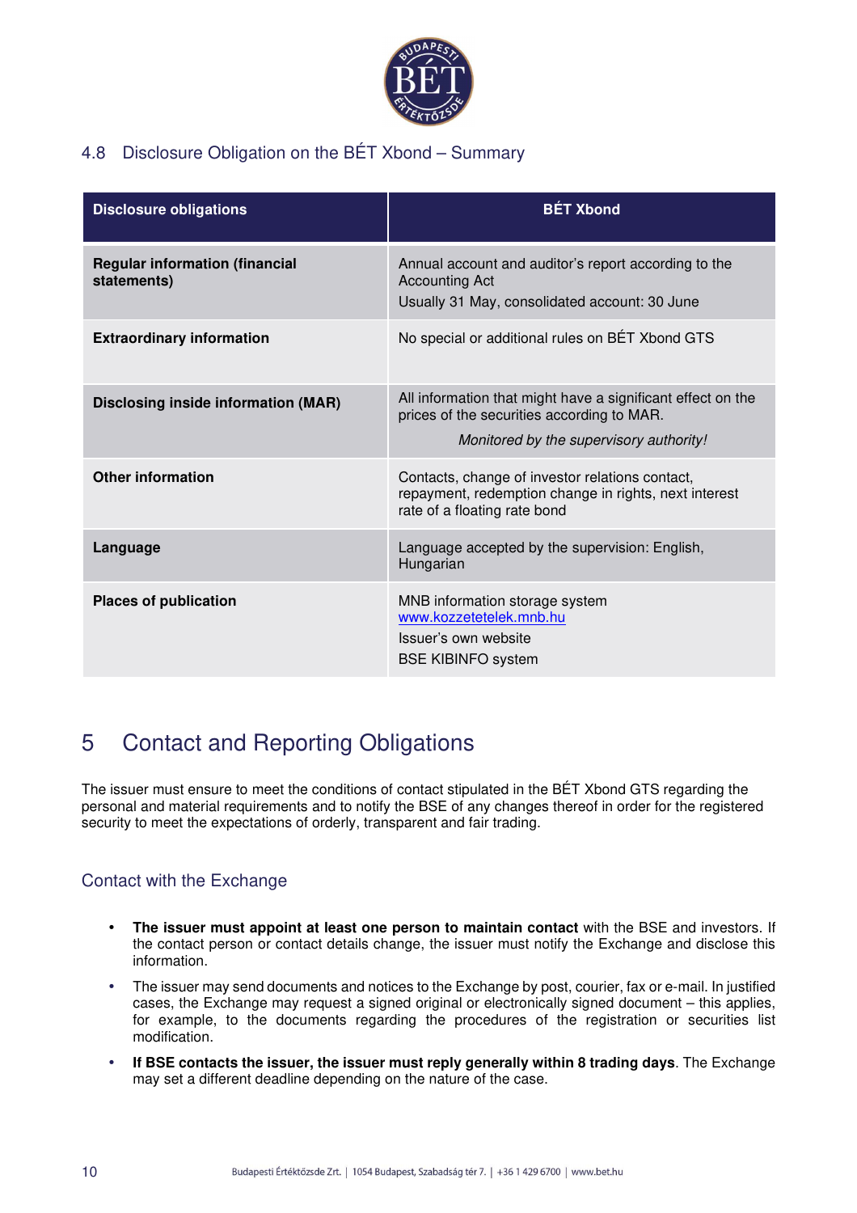## 4.8 Disclosure Obligation on the BÉT Xbond – Summary

| Disclosure obligations | BÉT Xbond |
|---|---|
| **Regular information (financial statements)** | Annual account and auditor's report according to the Accounting Act<br>Usually 31 May, consolidated account: 30 June |
| **Extraordinary information** | No special or additional rules on BÉT Xbond GTS |
| **Disclosing inside information (MAR)** | All information that might have a significant effect on the prices of the securities according to MAR.<br>*Monitored by the supervisory authority!* |
| **Other information** | Contacts, change of investor relations contact, repayment, redemption change in rights, next interest rate of a floating rate bond |
| **Language** | Language accepted by the supervision: English, Hungarian |
| **Places of publication** | MNB information storage system [www.kozzetetelek.mnb.hu](http://www.kozzetetelek.mnb.hu)<br>Issuer's own website<br>BSE KIBINFO system |

# 5 Contact and Reporting Obligations

The issuer must ensure to meet the conditions of contact stipulated in the BÉT Xbond GTS regarding the personal and material requirements and to notify the BSE of any changes thereof in order for the registered security to meet the expectations of orderly, transparent and fair trading.

### Contact with the Exchange

- **The issuer must appoint at least one person to maintain contact** with the BSE and investors. If the contact person or contact details change, the issuer must notify the Exchange and disclose this information.
- The issuer may send documents and notices to the Exchange by post, courier, fax or e-mail. In justified cases, the Exchange may request a signed original or electronically signed document – this applies, for example, to the documents regarding the procedures of the registration or securities list modification.
- **If BSE contacts the issuer, the issuer must reply generally within 8 trading days**. The Exchange may set a different deadline depending on the nature of the case.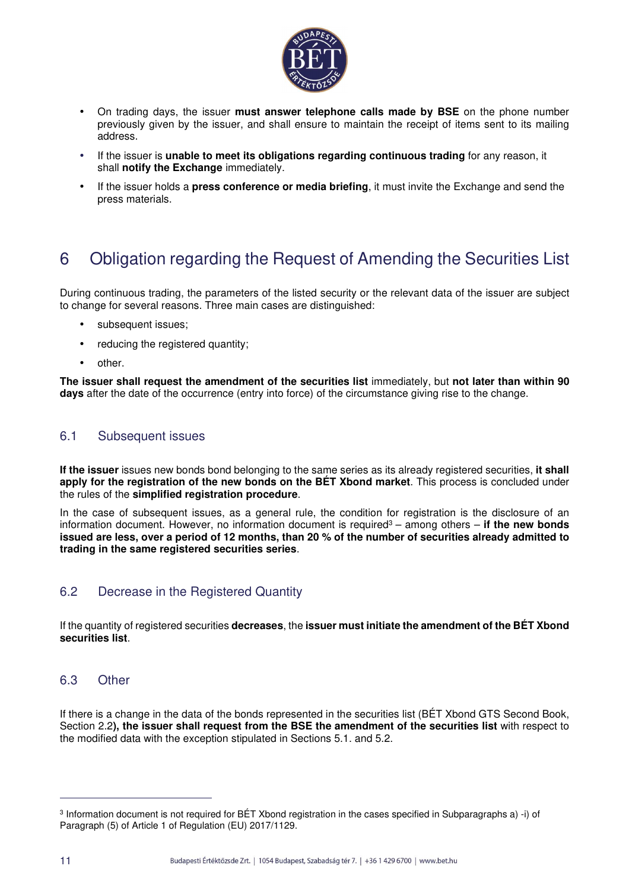- On trading days, the issuer **must answer telephone calls made by BSE** on the phone number previously given by the issuer, and shall ensure to maintain the receipt of items sent to its mailing address.
- If the issuer is **unable to meet its obligations regarding continuous trading** for any reason, it shall **notify the Exchange** immediately.
- If the issuer holds a **press conference or media briefing**, it must invite the Exchange and send the press materials.

# 6 Obligation regarding the Request of Amending the Securities List

During continuous trading, the parameters of the listed security or the relevant data of the issuer are subject to change for several reasons. Three main cases are distinguished:

- subsequent issues;
- reducing the registered quantity;
- other.

**The issuer shall request the amendment of the securities list** immediately, but **not later than within 90 days** after the date of the occurrence (entry into force) of the circumstance giving rise to the change.

## 6.1 Subsequent issues

**If the issuer** issues new bonds bond belonging to the same series as its already registered securities, **it shall apply for the registration of the new bonds on the BÉT Xbond market**. This process is concluded under the rules of the **simplified registration procedure**.

In the case of subsequent issues, as a general rule, the condition for registration is the disclosure of an information document. However, no information document is required[3] – among others – **if the new bonds issued are less, over a period of 12 months, than 20 % of the number of securities already admitted to trading in the same registered securities series**.

## 6.2 Decrease in the Registered Quantity

If the quantity of registered securities **decreases**, the **issuer must initiate the amendment of the BÉT Xbond securities list**.

## 6.3 Other

If there is a change in the data of the bonds represented in the securities list (BÉT Xbond GTS Second Book, Section 2.2**), the issuer shall request from the BSE the amendment of the securities list** with respect to the modified data with the exception stipulated in Sections 5.1. and 5.2.

[3] Information document is not required for BÉT Xbond registration in the cases specified in Subparagraphs a) -i) of Paragraph (5) of Article 1 of Regulation (EU) 2017/1129.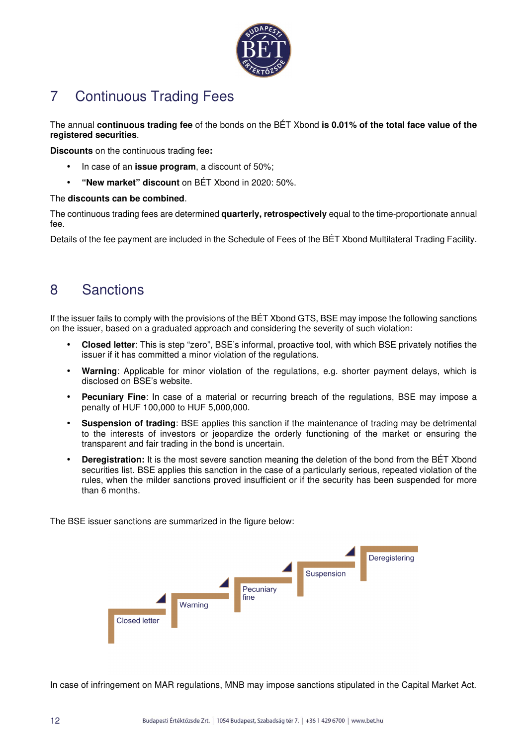# 7 Continuous Trading Fees

The annual **continuous trading fee** of the bonds on the BÉT Xbond **is 0.01% of the total face value of the registered securities**.

**Discounts** on the continuous trading fee**:**

- In case of an **issue program**, a discount of 50%;
- **"New market" discount** on BÉT Xbond in 2020: 50%.

The **discounts can be combined**.

The continuous trading fees are determined **quarterly, retrospectively** equal to the time-proportionate annual fee.

Details of the fee payment are included in the Schedule of Fees of the BÉT Xbond Multilateral Trading Facility.

# 8 Sanctions

If the issuer fails to comply with the provisions of the BÉT Xbond GTS, BSE may impose the following sanctions on the issuer, based on a graduated approach and considering the severity of such violation:

- **Closed letter**: This is step "zero", BSE's informal, proactive tool, with which BSE privately notifies the issuer if it has committed a minor violation of the regulations.
- **Warning**: Applicable for minor violation of the regulations, e.g. shorter payment delays, which is disclosed on BSE's website.
- **Pecuniary Fine**: In case of a material or recurring breach of the regulations, BSE may impose a penalty of HUF 100,000 to HUF 5,000,000.
- **Suspension of trading**: BSE applies this sanction if the maintenance of trading may be detrimental to the interests of investors or jeopardize the orderly functioning of the market or ensuring the transparent and fair trading in the bond is uncertain.
- **Deregistration:** It is the most severe sanction meaning the deletion of the bond from the BÉT Xbond securities list. BSE applies this sanction in the case of a particularly serious, repeated violation of the rules, when the milder sanctions proved insufficient or if the security has been suspended for more than 6 months.

The BSE issuer sanctions are summarized in the figure below:

Closed letter → Warning → Pecuniary fine → Suspension → Deregistering

In case of infringement on MAR regulations, MNB may impose sanctions stipulated in the Capital Market Act.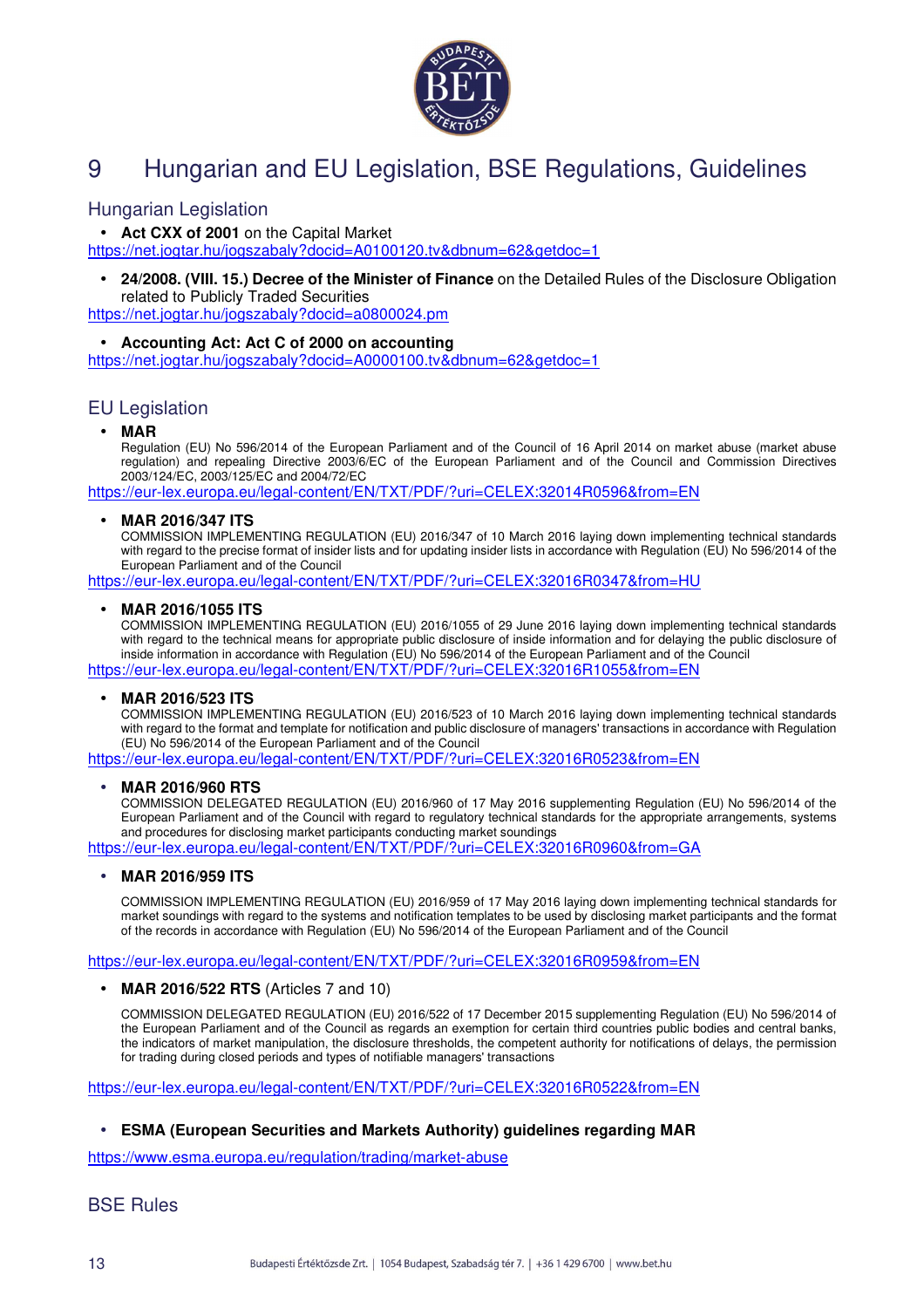# 9 Hungarian and EU Legislation, BSE Regulations, Guidelines

## Hungarian Legislation

- **Act CXX of 2001** on the Capital Market

https://net.jogtar.hu/jogszabaly?docid=A0100120.tv&dbnum=62&getdoc=1

- **24/2008. (VIII. 15.) Decree of the Minister of Finance** on the Detailed Rules of the Disclosure Obligation related to Publicly Traded Securities

https://net.jogtar.hu/jogszabaly?docid=a0800024.pm

- **Accounting Act: Act C of 2000 on accounting**

https://net.jogtar.hu/jogszabaly?docid=A0000100.tv&dbnum=62&getdoc=1

## EU Legislation

- **MAR**
  Regulation (EU) No 596/2014 of the European Parliament and of the Council of 16 April 2014 on market abuse (market abuse regulation) and repealing Directive 2003/6/EC of the European Parliament and of the Council and Commission Directives 2003/124/EC, 2003/125/EC and 2004/72/EC

https://eur-lex.europa.eu/legal-content/EN/TXT/PDF/?uri=CELEX:32014R0596&from=EN

- **MAR 2016/347 ITS**
  COMMISSION IMPLEMENTING REGULATION (EU) 2016/347 of 10 March 2016 laying down implementing technical standards with regard to the precise format of insider lists and for updating insider lists in accordance with Regulation (EU) No 596/2014 of the European Parliament and of the Council

https://eur-lex.europa.eu/legal-content/EN/TXT/PDF/?uri=CELEX:32016R0347&from=HU

- **MAR 2016/1055 ITS**
  COMMISSION IMPLEMENTING REGULATION (EU) 2016/1055 of 29 June 2016 laying down implementing technical standards with regard to the technical means for appropriate public disclosure of inside information and for delaying the public disclosure of inside information in accordance with Regulation (EU) No 596/2014 of the European Parliament and of the Council

https://eur-lex.europa.eu/legal-content/EN/TXT/PDF/?uri=CELEX:32016R1055&from=EN

- **MAR 2016/523 ITS**
  COMMISSION IMPLEMENTING REGULATION (EU) 2016/523 of 10 March 2016 laying down implementing technical standards with regard to the format and template for notification and public disclosure of managers' transactions in accordance with Regulation (EU) No 596/2014 of the European Parliament and of the Council

https://eur-lex.europa.eu/legal-content/EN/TXT/PDF/?uri=CELEX:32016R0523&from=EN

- **MAR 2016/960 RTS**
  COMMISSION DELEGATED REGULATION (EU) 2016/960 of 17 May 2016 supplementing Regulation (EU) No 596/2014 of the European Parliament and of the Council with regard to regulatory technical standards for the appropriate arrangements, systems and procedures for disclosing market participants conducting market soundings

https://eur-lex.europa.eu/legal-content/EN/TXT/PDF/?uri=CELEX:32016R0960&from=GA

- **MAR 2016/959 ITS**

  COMMISSION IMPLEMENTING REGULATION (EU) 2016/959 of 17 May 2016 laying down implementing technical standards for market soundings with regard to the systems and notification templates to be used by disclosing market participants and the format of the records in accordance with Regulation (EU) No 596/2014 of the European Parliament and of the Council

https://eur-lex.europa.eu/legal-content/EN/TXT/PDF/?uri=CELEX:32016R0959&from=EN

- **MAR 2016/522 RTS** (Articles 7 and 10)

  COMMISSION DELEGATED REGULATION (EU) 2016/522 of 17 December 2015 supplementing Regulation (EU) No 596/2014 of the European Parliament and of the Council as regards an exemption for certain third countries public bodies and central banks, the indicators of market manipulation, the disclosure thresholds, the competent authority for notifications of delays, the permission for trading during closed periods and types of notifiable managers' transactions

https://eur-lex.europa.eu/legal-content/EN/TXT/PDF/?uri=CELEX:32016R0522&from=EN

- **ESMA (European Securities and Markets Authority) guidelines regarding MAR**

https://www.esma.europa.eu/regulation/trading/market-abuse

## BSE Rules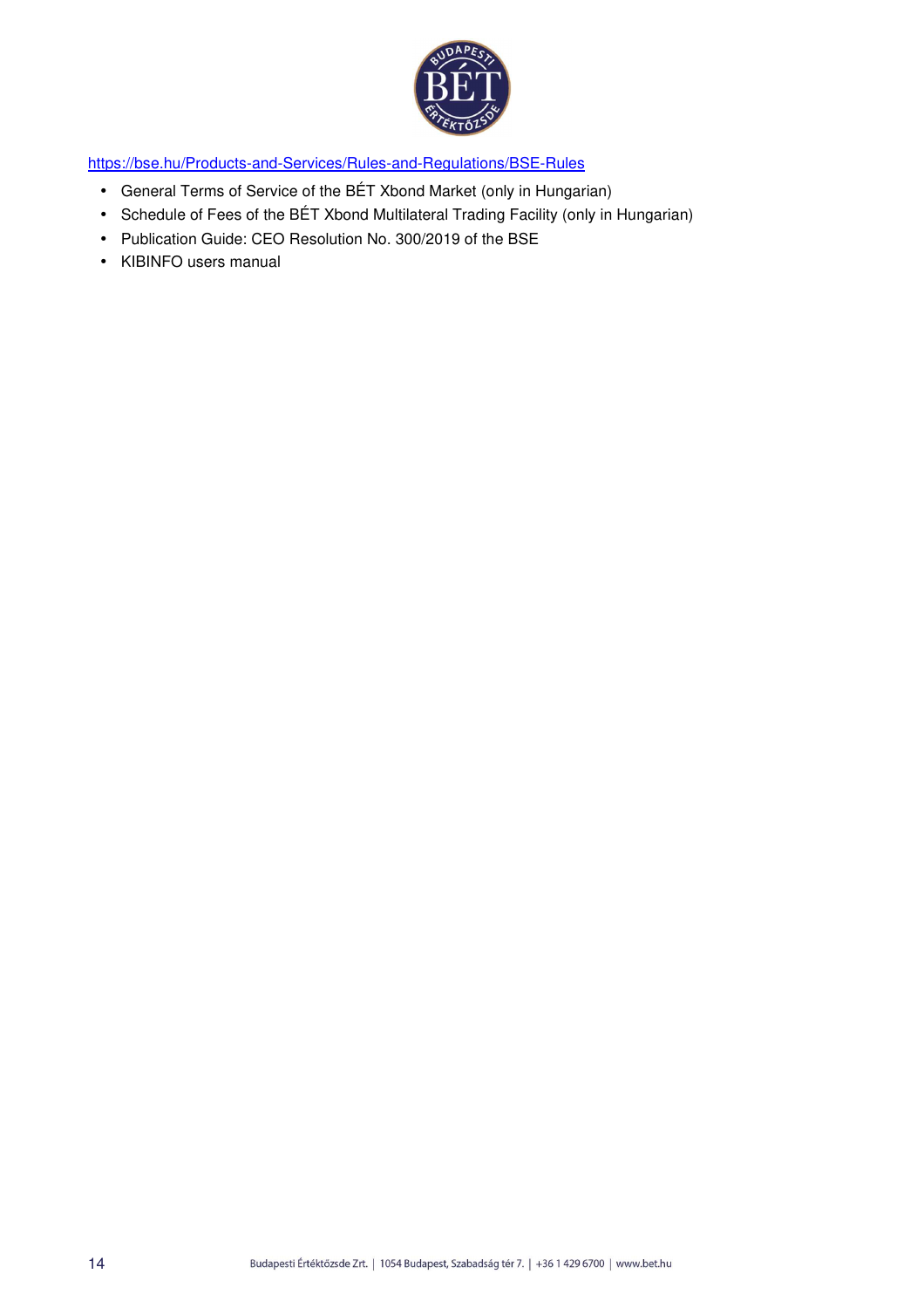https://bse.hu/Products-and-Services/Rules-and-Regulations/BSE-Rules

- General Terms of Service of the BÉT Xbond Market (only in Hungarian)
- Schedule of Fees of the BÉT Xbond Multilateral Trading Facility (only in Hungarian)
- Publication Guide: CEO Resolution No. 300/2019 of the BSE
- KIBINFO users manual